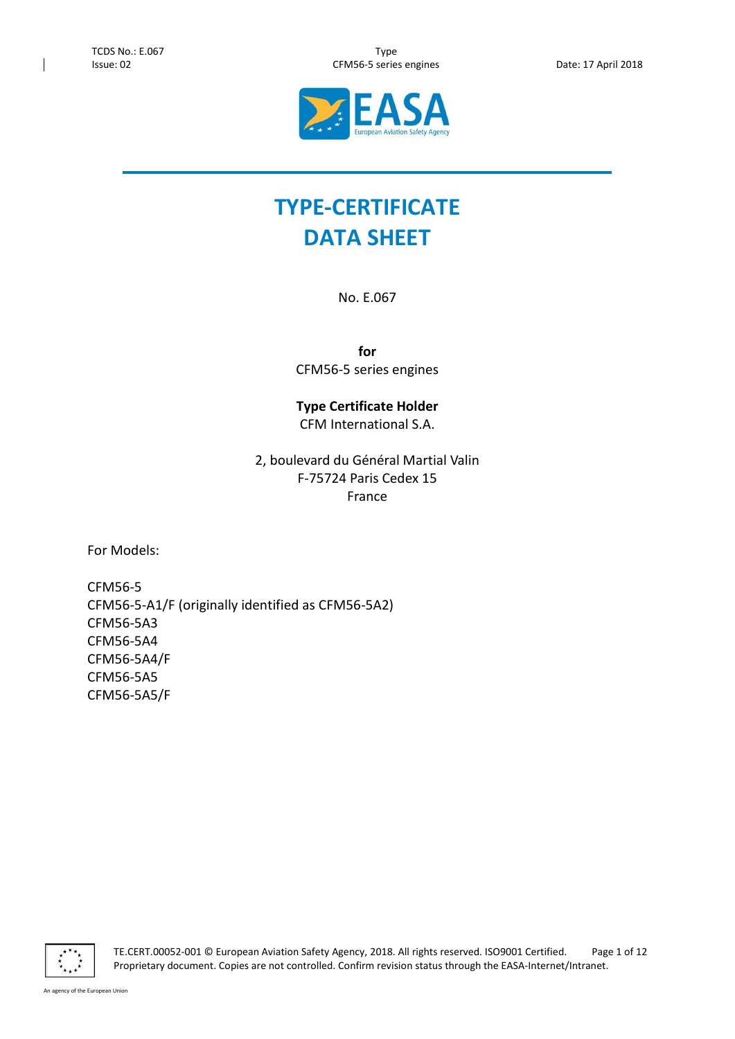# TYPE-CERTIFICATE DATA SHEET

No. E.067

**for**
CFM56-5 series engines

**Type Certificate Holder**
CFM International S.A.

2, boulevard du Général Martial Valin
F-75724 Paris Cedex 15
France

For Models:

CFM56-5
CFM56-5-A1/F (originally identified as CFM56-5A2)
CFM56-5A3
CFM56-5A4
CFM56-5A4/F
CFM56-5A5
CFM56-5A5/F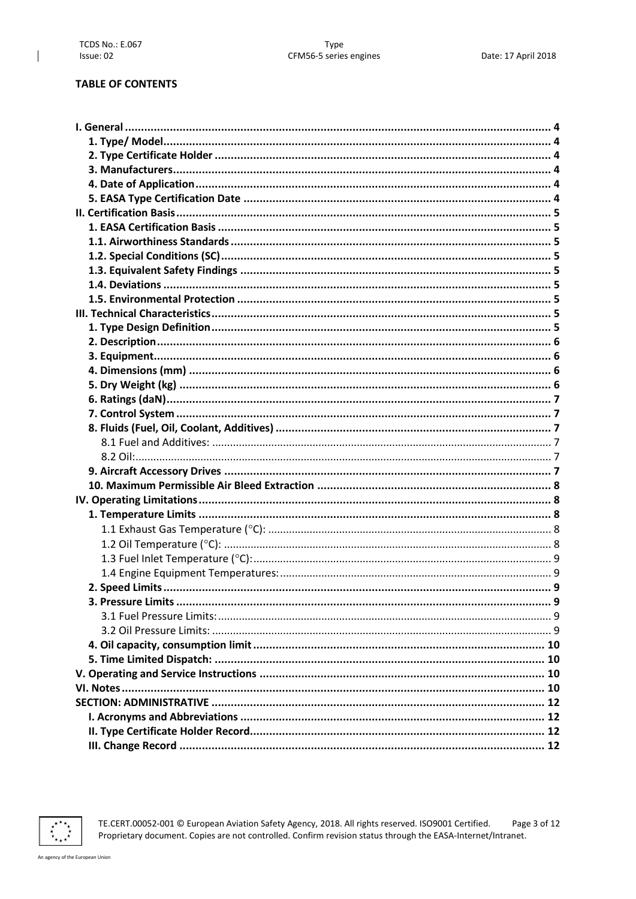**TABLE OF CONTENTS**

| | |
|---|---|
| **I. General** | **4** |
| **1. Type/ Model** | **4** |
| **2. Type Certificate Holder** | **4** |
| **3. Manufacturers** | **4** |
| **4. Date of Application** | **4** |
| **5. EASA Type Certification Date** | **4** |
| **II. Certification Basis** | **5** |
| **1. EASA Certification Basis** | **5** |
| **1.1. Airworthiness Standards** | **5** |
| **1.2. Special Conditions (SC)** | **5** |
| **1.3. Equivalent Safety Findings** | **5** |
| **1.4. Deviations** | **5** |
| **1.5. Environmental Protection** | **5** |
| **III. Technical Characteristics** | **5** |
| **1. Type Design Definition** | **5** |
| **2. Description** | **6** |
| **3. Equipment** | **6** |
| **4. Dimensions (mm)** | **6** |
| **5. Dry Weight (kg)** | **6** |
| **6. Ratings (daN)** | **7** |
| **7. Control System** | **7** |
| **8. Fluids (Fuel, Oil, Coolant, Additives)** | **7** |
| 8.1 Fuel and Additives: | 7 |
| 8.2 Oil: | 7 |
| **9. Aircraft Accessory Drives** | **7** |
| **10. Maximum Permissible Air Bleed Extraction** | **8** |
| **IV. Operating Limitations** | **8** |
| **1. Temperature Limits** | **8** |
| 1.1 Exhaust Gas Temperature (°C): | 8 |
| 1.2 Oil Temperature (°C): | 8 |
| 1.3 Fuel Inlet Temperature (°C): | 9 |
| 1.4 Engine Equipment Temperatures: | 9 |
| **2. Speed Limits** | **9** |
| **3. Pressure Limits** | **9** |
| 3.1 Fuel Pressure Limits: | 9 |
| 3.2 Oil Pressure Limits: | 9 |
| **4. Oil capacity, consumption limit** | **10** |
| **5. Time Limited Dispatch:** | **10** |
| **V. Operating and Service Instructions** | **10** |
| **VI. Notes** | **10** |
| **SECTION: ADMINISTRATIVE** | **12** |
| **I. Acronyms and Abbreviations** | **12** |
| **II. Type Certificate Holder Record** | **12** |
| **III. Change Record** | **12** |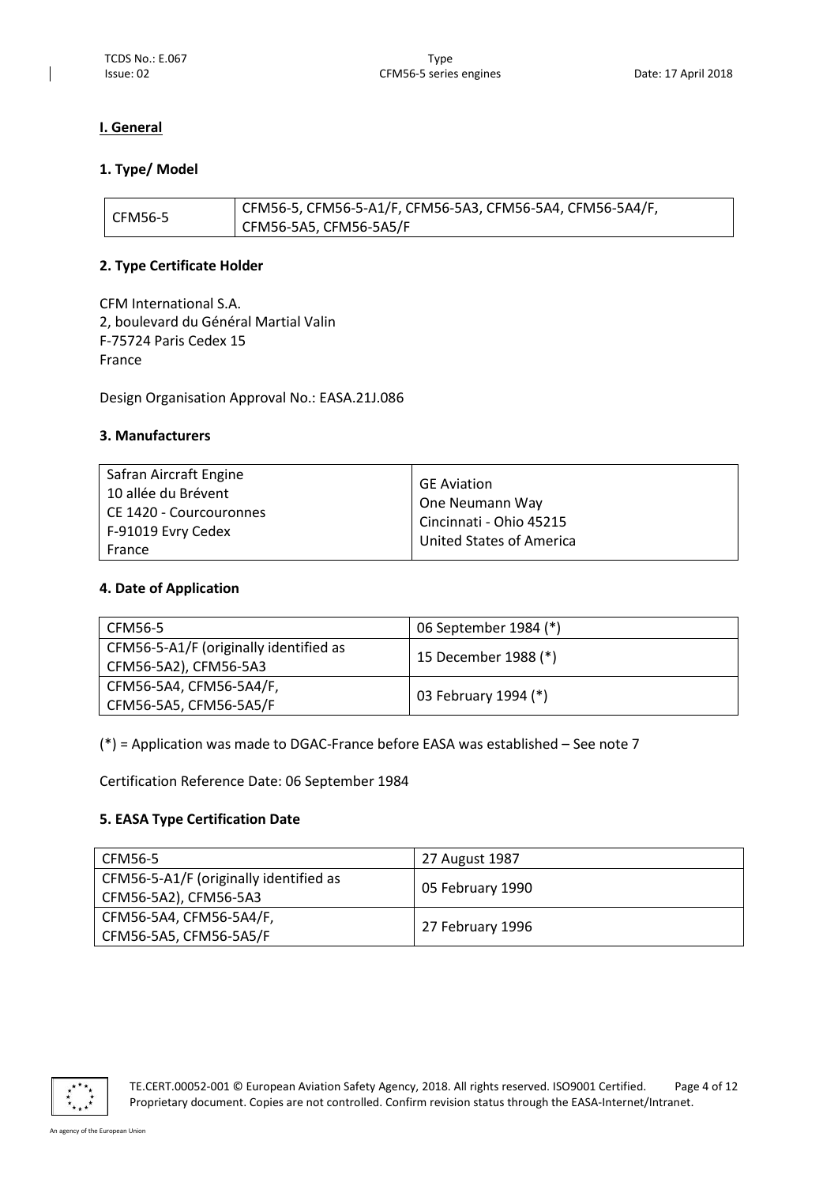## I. General

### 1. Type/ Model

| CFM56-5 | CFM56-5, CFM56-5-A1/F, CFM56-5A3, CFM56-5A4, CFM56-5A4/F, CFM56-5A5, CFM56-5A5/F |
|---|---|

### 2. Type Certificate Holder

CFM International S.A.
2, boulevard du Général Martial Valin
F-75724 Paris Cedex 15
France

Design Organisation Approval No.: EASA.21J.086

### 3. Manufacturers

| Safran Aircraft Engine<br>10 allée du Brévent<br>CE 1420 - Courcouronnes<br>F-91019 Evry Cedex<br>France | GE Aviation<br>One Neumann Way<br>Cincinnati - Ohio 45215<br>United States of America |
|---|---|

### 4. Date of Application

| CFM56-5 | 06 September 1984 (*) |
|---|---|
| CFM56-5-A1/F (originally identified as CFM56-5A2), CFM56-5A3 | 15 December 1988 (*) |
| CFM56-5A4, CFM56-5A4/F, CFM56-5A5, CFM56-5A5/F | 03 February 1994 (*) |

(*) = Application was made to DGAC-France before EASA was established – See note 7

Certification Reference Date: 06 September 1984

### 5. EASA Type Certification Date

| CFM56-5 | 27 August 1987 |
|---|---|
| CFM56-5-A1/F (originally identified as CFM56-5A2), CFM56-5A3 | 05 February 1990 |
| CFM56-5A4, CFM56-5A4/F, CFM56-5A5, CFM56-5A5/F | 27 February 1996 |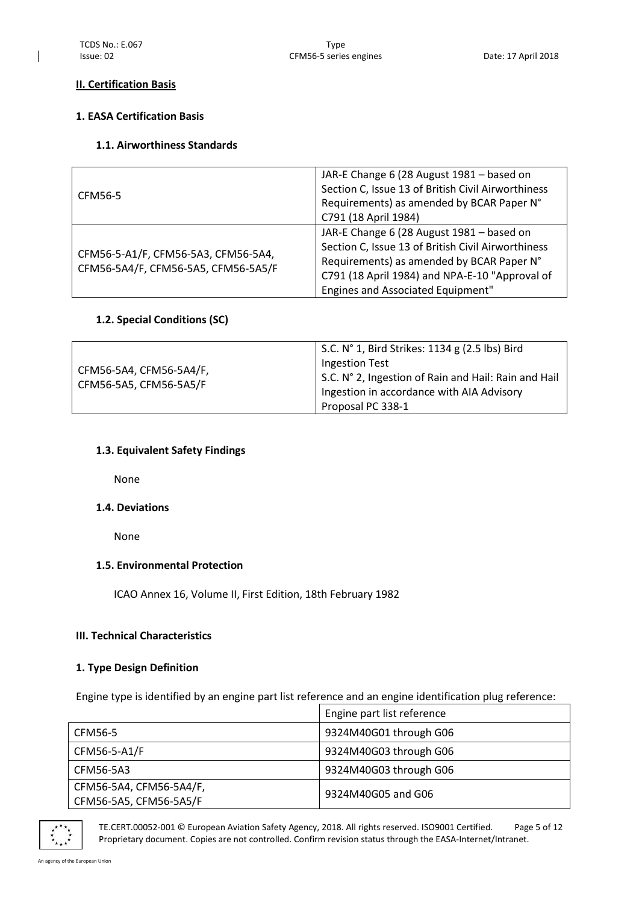## II. Certification Basis

### 1. EASA Certification Basis

#### 1.1. Airworthiness Standards

| | |
|---|---|
| CFM56-5 | JAR-E Change 6 (28 August 1981 – based on Section C, Issue 13 of British Civil Airworthiness Requirements) as amended by BCAR Paper N° C791 (18 April 1984) |
| CFM56-5-A1/F, CFM56-5A3, CFM56-5A4, CFM56-5A4/F, CFM56-5A5, CFM56-5A5/F | JAR-E Change 6 (28 August 1981 – based on Section C, Issue 13 of British Civil Airworthiness Requirements) as amended by BCAR Paper N° C791 (18 April 1984) and NPA-E-10 "Approval of Engines and Associated Equipment" |

#### 1.2. Special Conditions (SC)

| | |
|---|---|
| CFM56-5A4, CFM56-5A4/F, CFM56-5A5, CFM56-5A5/F | S.C. N° 1, Bird Strikes: 1134 g (2.5 lbs) Bird Ingestion Test<br>S.C. N° 2, Ingestion of Rain and Hail: Rain and Hail Ingestion in accordance with AIA Advisory Proposal PC 338-1 |

#### 1.3. Equivalent Safety Findings

None

#### 1.4. Deviations

None

#### 1.5. Environmental Protection

ICAO Annex 16, Volume II, First Edition, 18th February 1982

## III. Technical Characteristics

### 1. Type Design Definition

Engine type is identified by an engine part list reference and an engine identification plug reference:

| | Engine part list reference |
|---|---|
| CFM56-5 | 9324M40G01 through G06 |
| CFM56-5-A1/F | 9324M40G03 through G06 |
| CFM56-5A3 | 9324M40G03 through G06 |
| CFM56-5A4, CFM56-5A4/F, CFM56-5A5, CFM56-5A5/F | 9324M40G05 and G06 |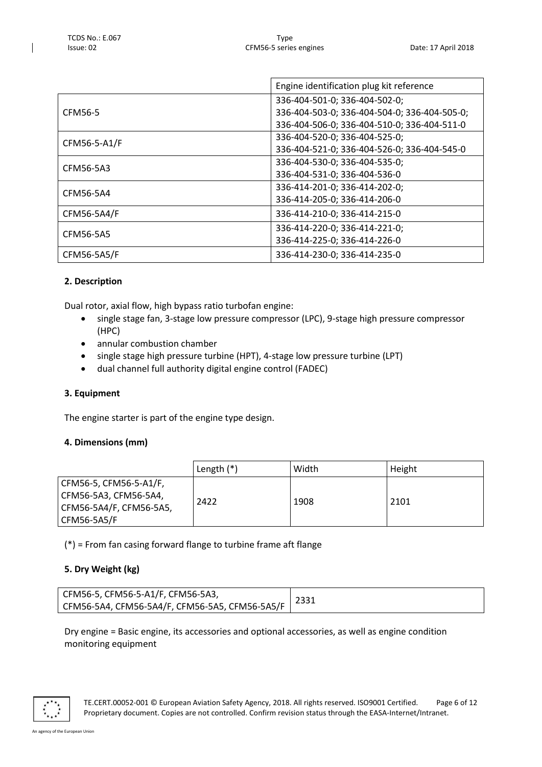| | Engine identification plug kit reference |
|---|---|
| CFM56-5 | 336-404-501-0; 336-404-502-0; 336-404-503-0; 336-404-504-0; 336-404-505-0; 336-404-506-0; 336-404-510-0; 336-404-511-0 |
| CFM56-5-A1/F | 336-404-520-0; 336-404-525-0; 336-404-521-0; 336-404-526-0; 336-404-545-0 |
| CFM56-5A3 | 336-404-530-0; 336-404-535-0; 336-404-531-0; 336-404-536-0 |
| CFM56-5A4 | 336-414-201-0; 336-414-202-0; 336-414-205-0; 336-414-206-0 |
| CFM56-5A4/F | 336-414-210-0; 336-414-215-0 |
| CFM56-5A5 | 336-414-220-0; 336-414-221-0; 336-414-225-0; 336-414-226-0 |
| CFM56-5A5/F | 336-414-230-0; 336-414-235-0 |

### 2. Description

Dual rotor, axial flow, high bypass ratio turbofan engine:

- single stage fan, 3-stage low pressure compressor (LPC), 9-stage high pressure compressor (HPC)
- annular combustion chamber
- single stage high pressure turbine (HPT), 4-stage low pressure turbine (LPT)
- dual channel full authority digital engine control (FADEC)

### 3. Equipment

The engine starter is part of the engine type design.

### 4. Dimensions (mm)

| | Length (*) | Width | Height |
|---|---|---|---|
| CFM56-5, CFM56-5-A1/F, CFM56-5A3, CFM56-5A4, CFM56-5A4/F, CFM56-5A5, CFM56-5A5/F | 2422 | 1908 | 2101 |

(*) = From fan casing forward flange to turbine frame aft flange

### 5. Dry Weight (kg)

| | |
|---|---|
| CFM56-5, CFM56-5-A1/F, CFM56-5A3, CFM56-5A4, CFM56-5A4/F, CFM56-5A5, CFM56-5A5/F | 2331 |

Dry engine = Basic engine, its accessories and optional accessories, as well as engine condition monitoring equipment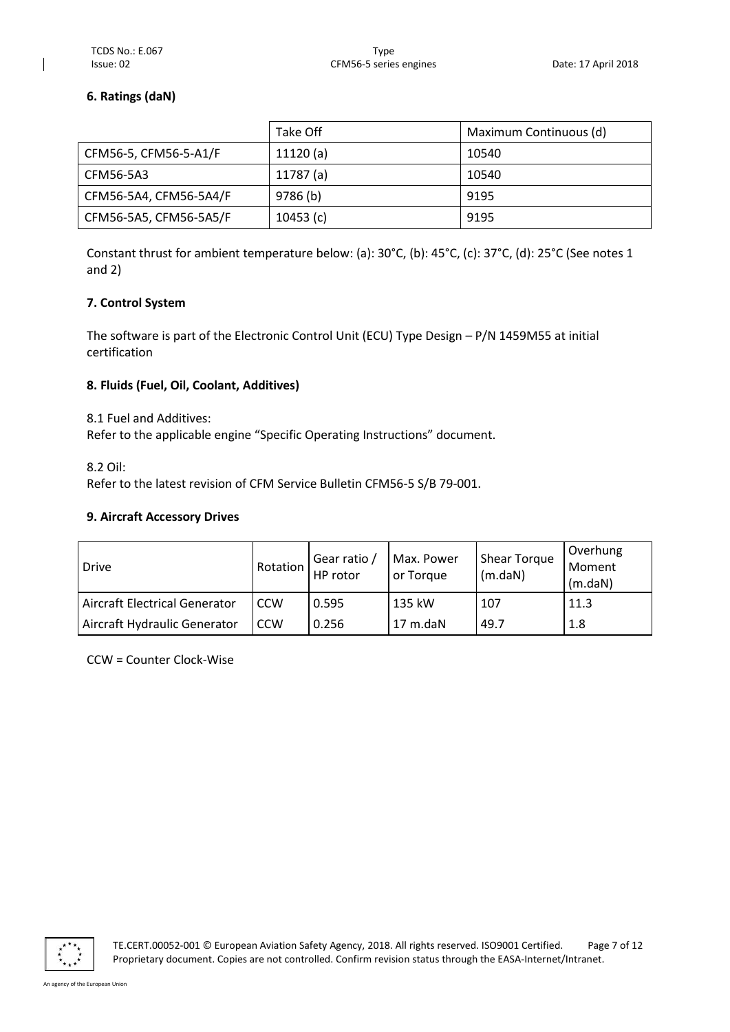### 6. Ratings (daN)

| | Take Off | Maximum Continuous (d) |
|---|---|---|
| CFM56-5, CFM56-5-A1/F | 11120 (a) | 10540 |
| CFM56-5A3 | 11787 (a) | 10540 |
| CFM56-5A4, CFM56-5A4/F | 9786 (b) | 9195 |
| CFM56-5A5, CFM56-5A5/F | 10453 (c) | 9195 |

Constant thrust for ambient temperature below: (a): 30°C, (b): 45°C, (c): 37°C, (d): 25°C (See notes 1 and 2)

### 7. Control System

The software is part of the Electronic Control Unit (ECU) Type Design – P/N 1459M55 at initial certification

### 8. Fluids (Fuel, Oil, Coolant, Additives)

8.1 Fuel and Additives:
Refer to the applicable engine "Specific Operating Instructions" document.

8.2 Oil:
Refer to the latest revision of CFM Service Bulletin CFM56-5 S/B 79-001.

### 9. Aircraft Accessory Drives

| Drive | Rotation | Gear ratio / HP rotor | Max. Power or Torque | Shear Torque (m.daN) | Overhung Moment (m.daN) |
|---|---|---|---|---|---|
| Aircraft Electrical Generator | CCW | 0.595 | 135 kW | 107 | 11.3 |
| Aircraft Hydraulic Generator | CCW | 0.256 | 17 m.daN | 49.7 | 1.8 |

CCW = Counter Clock-Wise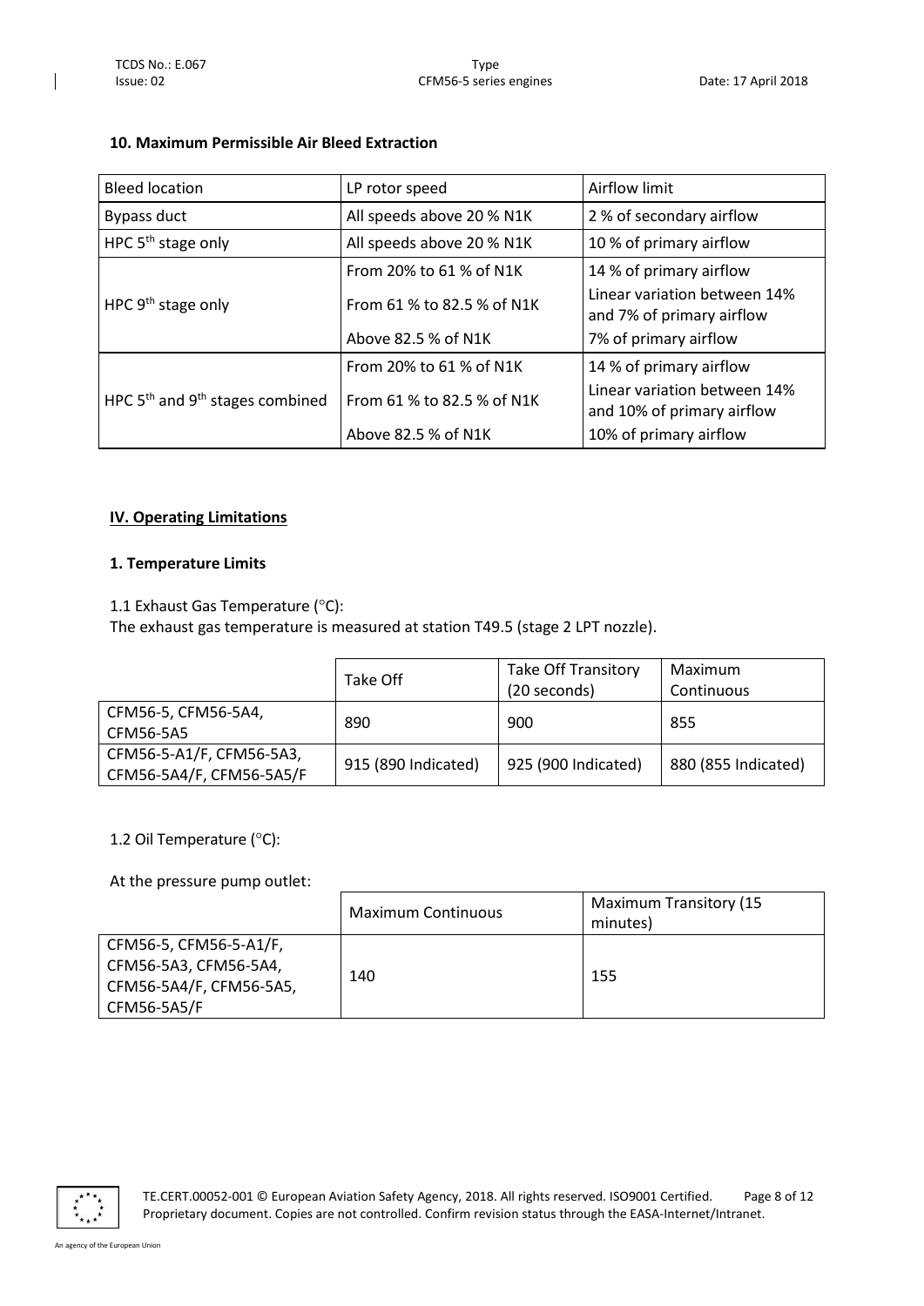### 10. Maximum Permissible Air Bleed Extraction

| Bleed location | LP rotor speed | Airflow limit |
|---|---|---|
| Bypass duct | All speeds above 20 % N1K | 2 % of secondary airflow |
| HPC 5th stage only | All speeds above 20 % N1K | 10 % of primary airflow |
| HPC 9th stage only | From 20% to 61 % of N1K | 14 % of primary airflow |
| | From 61 % to 82.5 % of N1K | Linear variation between 14% and 7% of primary airflow |
| | Above 82.5 % of N1K | 7% of primary airflow |
| HPC 5th and 9th stages combined | From 20% to 61 % of N1K | 14 % of primary airflow |
| | From 61 % to 82.5 % of N1K | Linear variation between 14% and 10% of primary airflow |
| | Above 82.5 % of N1K | 10% of primary airflow |

## IV. Operating Limitations

### 1. Temperature Limits

1.1 Exhaust Gas Temperature (°C):

The exhaust gas temperature is measured at station T49.5 (stage 2 LPT nozzle).

| | Take Off | Take Off Transitory (20 seconds) | Maximum Continuous |
|---|---|---|---|
| CFM56-5, CFM56-5A4, CFM56-5A5 | 890 | 900 | 855 |
| CFM56-5-A1/F, CFM56-5A3, CFM56-5A4/F, CFM56-5A5/F | 915 (890 Indicated) | 925 (900 Indicated) | 880 (855 Indicated) |

1.2 Oil Temperature (°C):

At the pressure pump outlet:

| | Maximum Continuous | Maximum Transitory (15 minutes) |
|---|---|---|
| CFM56-5, CFM56-5-A1/F, CFM56-5A3, CFM56-5A4, CFM56-5A4/F, CFM56-5A5, CFM56-5A5/F | 140 | 155 |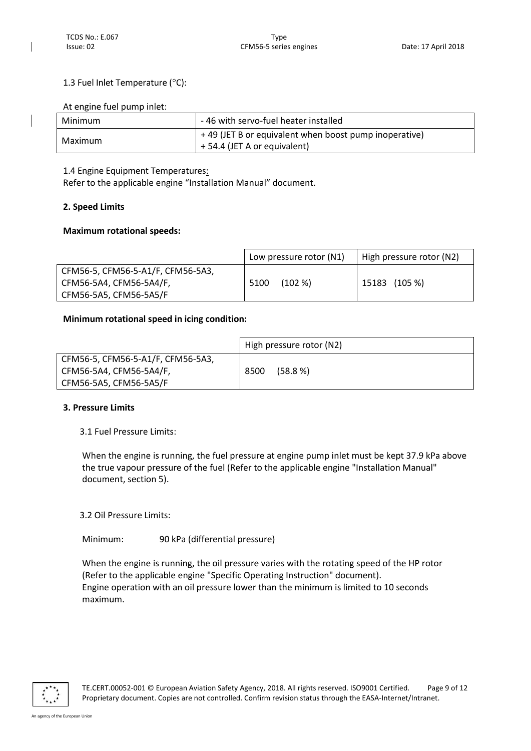1.3 Fuel Inlet Temperature (°C):

At engine fuel pump inlet:

| Minimum | - 46 with servo-fuel heater installed |
|---|---|
| Maximum | + 49 (JET B or equivalent when boost pump inoperative)<br>+ 54.4 (JET A or equivalent) |

1.4 Engine Equipment Temperatures:
Refer to the applicable engine "Installation Manual" document.

**2. Speed Limits**

**Maximum rotational speeds:**

| | Low pressure rotor (N1) | High pressure rotor (N2) |
|---|---|---|
| CFM56-5, CFM56-5-A1/F, CFM56-5A3, CFM56-5A4, CFM56-5A4/F, CFM56-5A5, CFM56-5A5/F | 5100 (102 %) | 15183 (105 %) |

**Minimum rotational speed in icing condition:**

| | High pressure rotor (N2) |
|---|---|
| CFM56-5, CFM56-5-A1/F, CFM56-5A3, CFM56-5A4, CFM56-5A4/F, CFM56-5A5, CFM56-5A5/F | 8500 (58.8 %) |

**3. Pressure Limits**

3.1 Fuel Pressure Limits:

When the engine is running, the fuel pressure at engine pump inlet must be kept 37.9 kPa above the true vapour pressure of the fuel (Refer to the applicable engine "Installation Manual" document, section 5).

3.2 Oil Pressure Limits:

Minimum: 90 kPa (differential pressure)

When the engine is running, the oil pressure varies with the rotating speed of the HP rotor (Refer to the applicable engine "Specific Operating Instruction" document).
Engine operation with an oil pressure lower than the minimum is limited to 10 seconds maximum.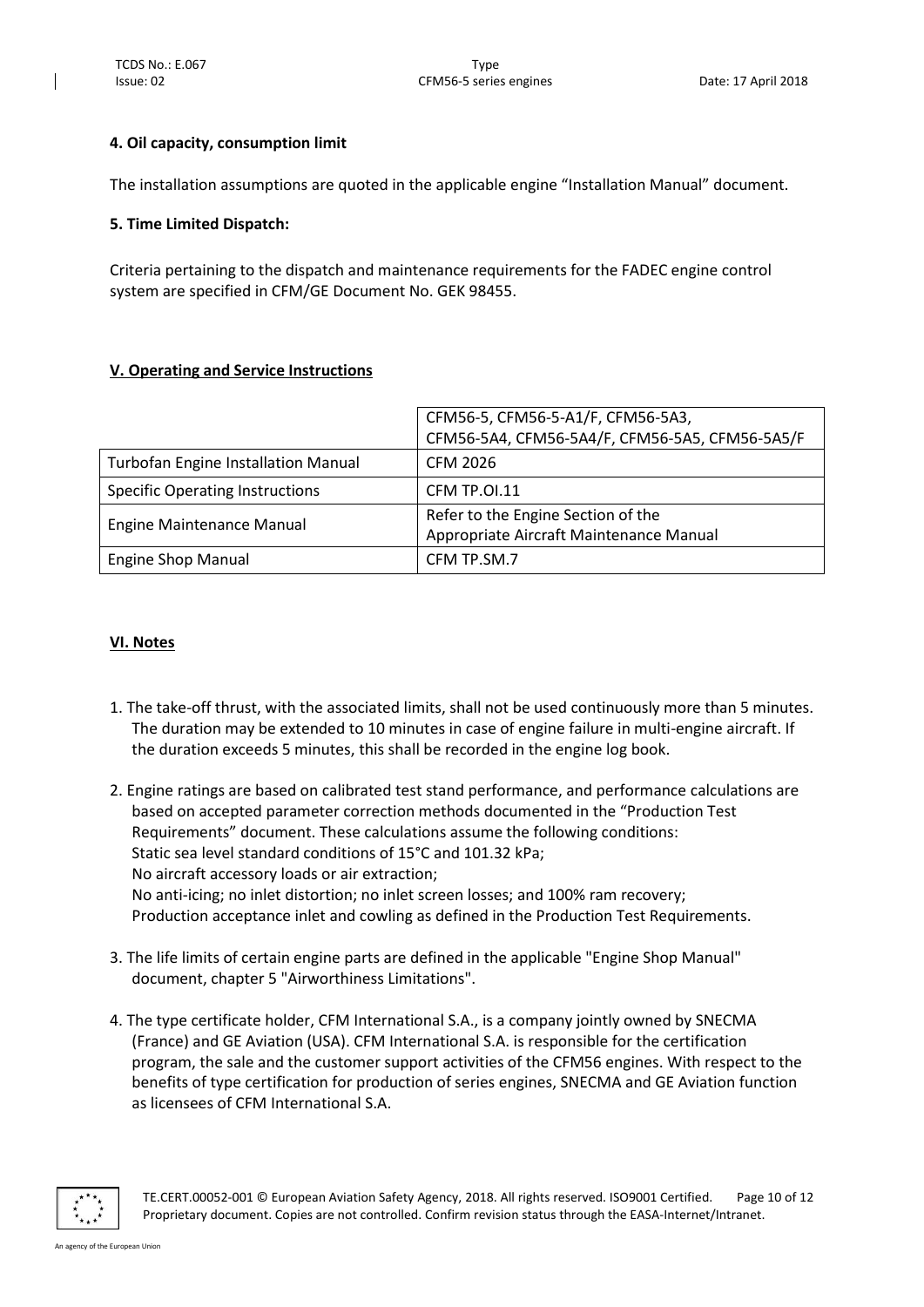**4. Oil capacity, consumption limit**

The installation assumptions are quoted in the applicable engine "Installation Manual" document.

**5. Time Limited Dispatch:**

Criteria pertaining to the dispatch and maintenance requirements for the FADEC engine control system are specified in CFM/GE Document No. GEK 98455.

## V. Operating and Service Instructions

| | CFM56-5, CFM56-5-A1/F, CFM56-5A3, CFM56-5A4, CFM56-5A4/F, CFM56-5A5, CFM56-5A5/F |
|---|---|
| Turbofan Engine Installation Manual | CFM 2026 |
| Specific Operating Instructions | CFM TP.OI.11 |
| Engine Maintenance Manual | Refer to the Engine Section of the Appropriate Aircraft Maintenance Manual |
| Engine Shop Manual | CFM TP.SM.7 |

## VI. Notes

1. The take-off thrust, with the associated limits, shall not be used continuously more than 5 minutes. The duration may be extended to 10 minutes in case of engine failure in multi-engine aircraft. If the duration exceeds 5 minutes, this shall be recorded in the engine log book.

2. Engine ratings are based on calibrated test stand performance, and performance calculations are based on accepted parameter correction methods documented in the "Production Test Requirements" document. These calculations assume the following conditions:
   Static sea level standard conditions of 15°C and 101.32 kPa;
   No aircraft accessory loads or air extraction;
   No anti-icing; no inlet distortion; no inlet screen losses; and 100% ram recovery;
   Production acceptance inlet and cowling as defined in the Production Test Requirements.

3. The life limits of certain engine parts are defined in the applicable "Engine Shop Manual" document, chapter 5 "Airworthiness Limitations".

4. The type certificate holder, CFM International S.A., is a company jointly owned by SNECMA (France) and GE Aviation (USA). CFM International S.A. is responsible for the certification program, the sale and the customer support activities of the CFM56 engines. With respect to the benefits of type certification for production of series engines, SNECMA and GE Aviation function as licensees of CFM International S.A.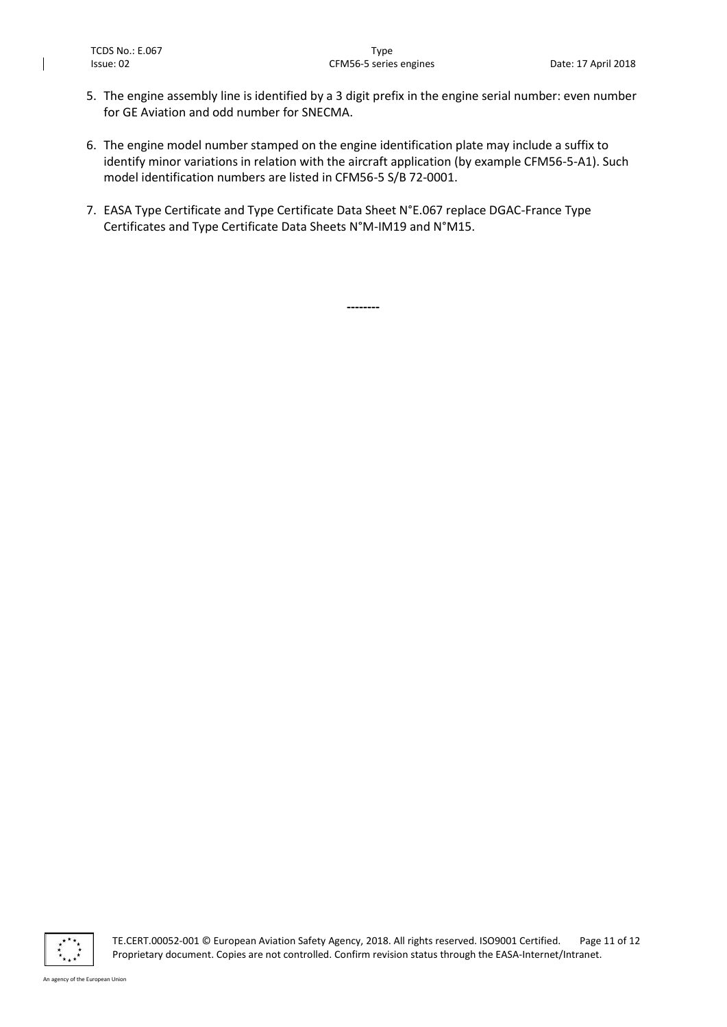5. The engine assembly line is identified by a 3 digit prefix in the engine serial number: even number for GE Aviation and odd number for SNECMA.

6. The engine model number stamped on the engine identification plate may include a suffix to identify minor variations in relation with the aircraft application (by example CFM56-5-A1). Such model identification numbers are listed in CFM56-5 S/B 72-0001.

7. EASA Type Certificate and Type Certificate Data Sheet N°E.067 replace DGAC-France Type Certificates and Type Certificate Data Sheets N°M-IM19 and N°M15.

--------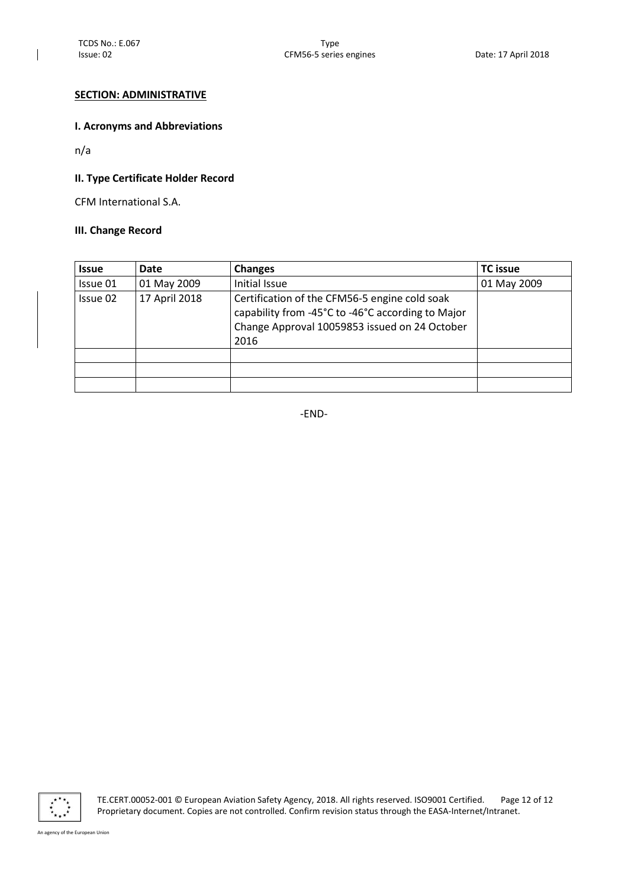**SECTION: ADMINISTRATIVE**

### I. Acronyms and Abbreviations

n/a

### II. Type Certificate Holder Record

CFM International S.A.

### III. Change Record

| Issue | Date | Changes | TC issue |
|---|---|---|---|
| Issue 01 | 01 May 2009 | Initial Issue | 01 May 2009 |
| Issue 02 | 17 April 2018 | Certification of the CFM56-5 engine cold soak capability from -45°C to -46°C according to Major Change Approval 10059853 issued on 24 October 2016 | |
| | | | |
| | | | |
| | | | |

-END-